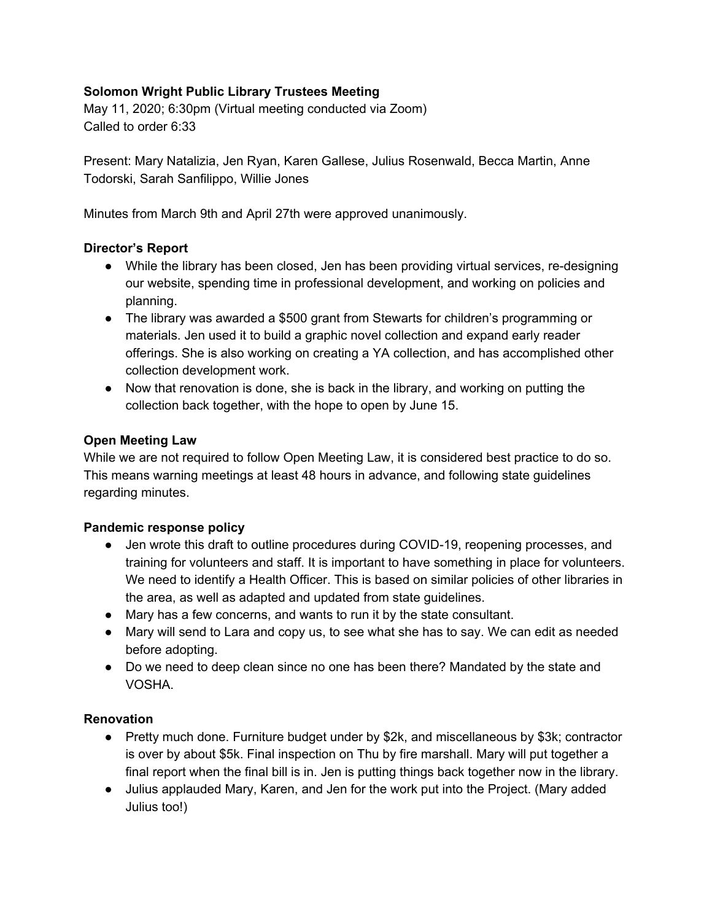**Solomon Wright Public Library Trustees Meeting**

May 11, 2020; 6:30pm (Virtual meeting conducted via Zoom)
Called to order 6:33

Present: Mary Natalizia, Jen Ryan, Karen Gallese, Julius Rosenwald, Becca Martin, Anne Todorski, Sarah Sanfilippo, Willie Jones

Minutes from March 9th and April 27th were approved unanimously.

**Director's Report**

- While the library has been closed, Jen has been providing virtual services, re-designing our website, spending time in professional development, and working on policies and planning.
- The library was awarded a $500 grant from Stewarts for children's programming or materials. Jen used it to build a graphic novel collection and expand early reader offerings. She is also working on creating a YA collection, and has accomplished other collection development work.
- Now that renovation is done, she is back in the library, and working on putting the collection back together, with the hope to open by June 15.

**Open Meeting Law**

While we are not required to follow Open Meeting Law, it is considered best practice to do so. This means warning meetings at least 48 hours in advance, and following state guidelines regarding minutes.

**Pandemic response policy**

- Jen wrote this draft to outline procedures during COVID-19, reopening processes, and training for volunteers and staff. It is important to have something in place for volunteers. We need to identify a Health Officer. This is based on similar policies of other libraries in the area, as well as adapted and updated from state guidelines.
- Mary has a few concerns, and wants to run it by the state consultant.
- Mary will send to Lara and copy us, to see what she has to say. We can edit as needed before adopting.
- Do we need to deep clean since no one has been there? Mandated by the state and VOSHA.

**Renovation**

- Pretty much done. Furniture budget under by $2k, and miscellaneous by $3k; contractor is over by about $5k. Final inspection on Thu by fire marshall. Mary will put together a final report when the final bill is in. Jen is putting things back together now in the library.
- Julius applauded Mary, Karen, and Jen for the work put into the Project. (Mary added Julius too!)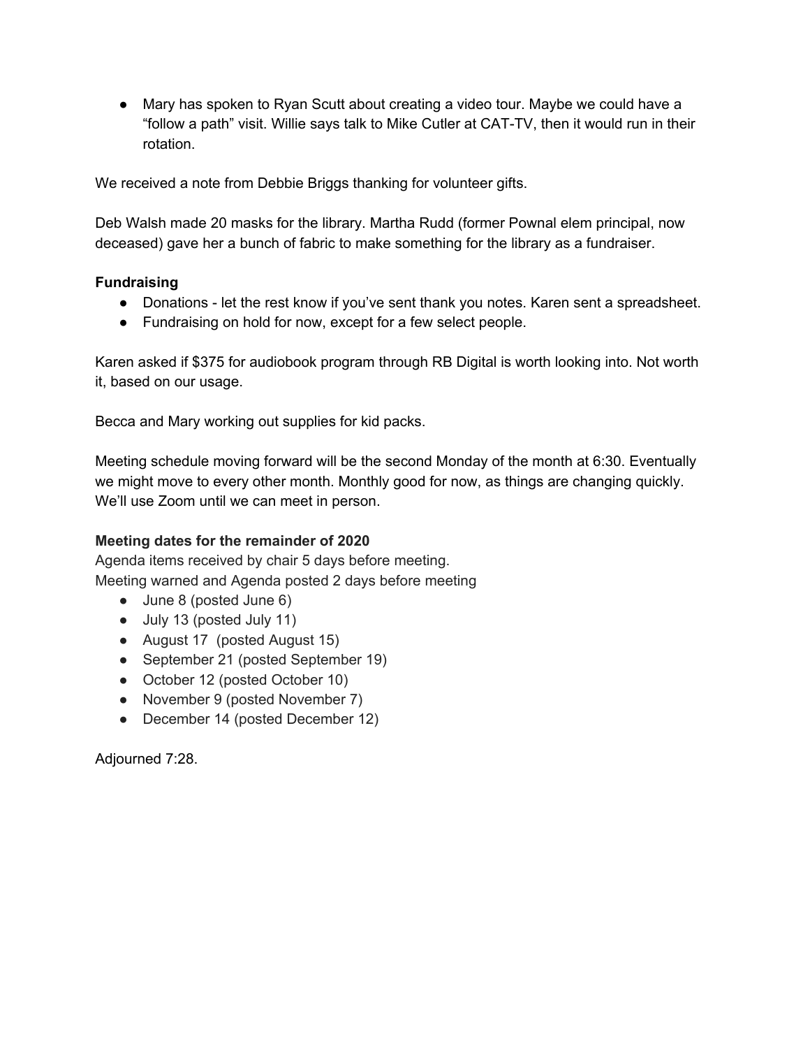- Mary has spoken to Ryan Scutt about creating a video tour. Maybe we could have a "follow a path" visit. Willie says talk to Mike Cutler at CAT-TV, then it would run in their rotation.

We received a note from Debbie Briggs thanking for volunteer gifts.

Deb Walsh made 20 masks for the library. Martha Rudd (former Pownal elem principal, now deceased) gave her a bunch of fabric to make something for the library as a fundraiser.

**Fundraising**

- Donations - let the rest know if you've sent thank you notes. Karen sent a spreadsheet.
- Fundraising on hold for now, except for a few select people.

Karen asked if $375 for audiobook program through RB Digital is worth looking into. Not worth it, based on our usage.

Becca and Mary working out supplies for kid packs.

Meeting schedule moving forward will be the second Monday of the month at 6:30. Eventually we might move to every other month. Monthly good for now, as things are changing quickly. We'll use Zoom until we can meet in person.

**Meeting dates for the remainder of 2020**

Agenda items received by chair 5 days before meeting.
Meeting warned and Agenda posted 2 days before meeting

- June 8 (posted June 6)
- July 13 (posted July 11)
- August 17 (posted August 15)
- September 21 (posted September 19)
- October 12 (posted October 10)
- November 9 (posted November 7)
- December 14 (posted December 12)

Adjourned 7:28.